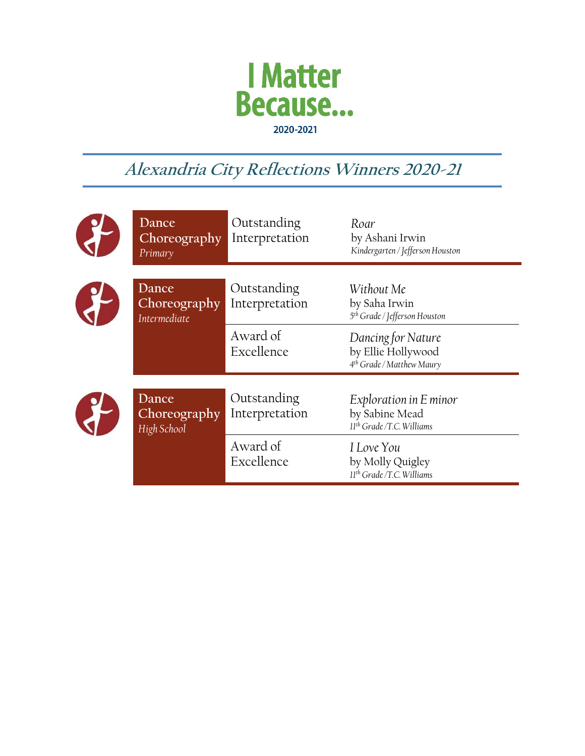# I Matter Because...

2020-2021

## *Alexandria City Reflections Winners 2020-21*

| Category | Award | Winner |
| --- | --- | --- |
| Dance Choreography *Primary* | Outstanding Interpretation | *Roar* by Ashani Irwin *Kindergarten / Jefferson Houston* |
| Dance Choreography *Intermediate* | Outstanding Interpretation | *Without Me* by Saha Irwin *5th Grade / Jefferson Houston* |
| | Award of Excellence | *Dancing for Nature* by Ellie Hollywood *4th Grade / Matthew Maury* |
| Dance Choreography *High School* | Outstanding Interpretation | *Exploration in E minor* by Sabine Mead *11th Grade /T.C. Williams* |
| | Award of Excellence | *I Love You* by Molly Quigley *11th Grade /T.C. Williams* |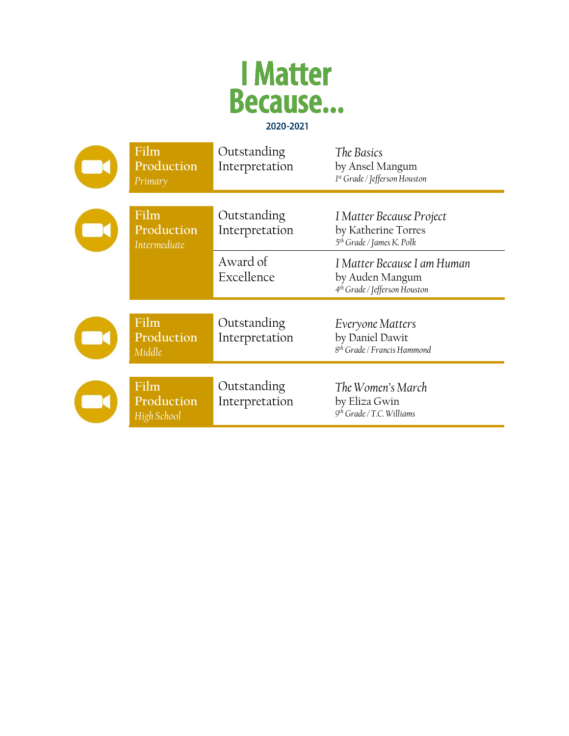# I Matter Because...

**2020-2021**

| Category | Award | Entry |
|---|---|---|
| **Film Production** *Primary* | Outstanding Interpretation | *The Basics* by Ansel Mangum *1st Grade / Jefferson Houston* |
| **Film Production** *Intermediate* | Outstanding Interpretation | *I Matter Because Project* by Katherine Torres *5th Grade / James K. Polk* |
| | Award of Excellence | *I Matter Because I am Human* by Auden Mangum *4th Grade / Jefferson Houston* |
| **Film Production** *Middle* | Outstanding Interpretation | *Everyone Matters* by Daniel Dawit *8th Grade / Francis Hammond* |
| **Film Production** *High School* | Outstanding Interpretation | *The Women's March* by Eliza Gwin *9th Grade / T.C. Williams* |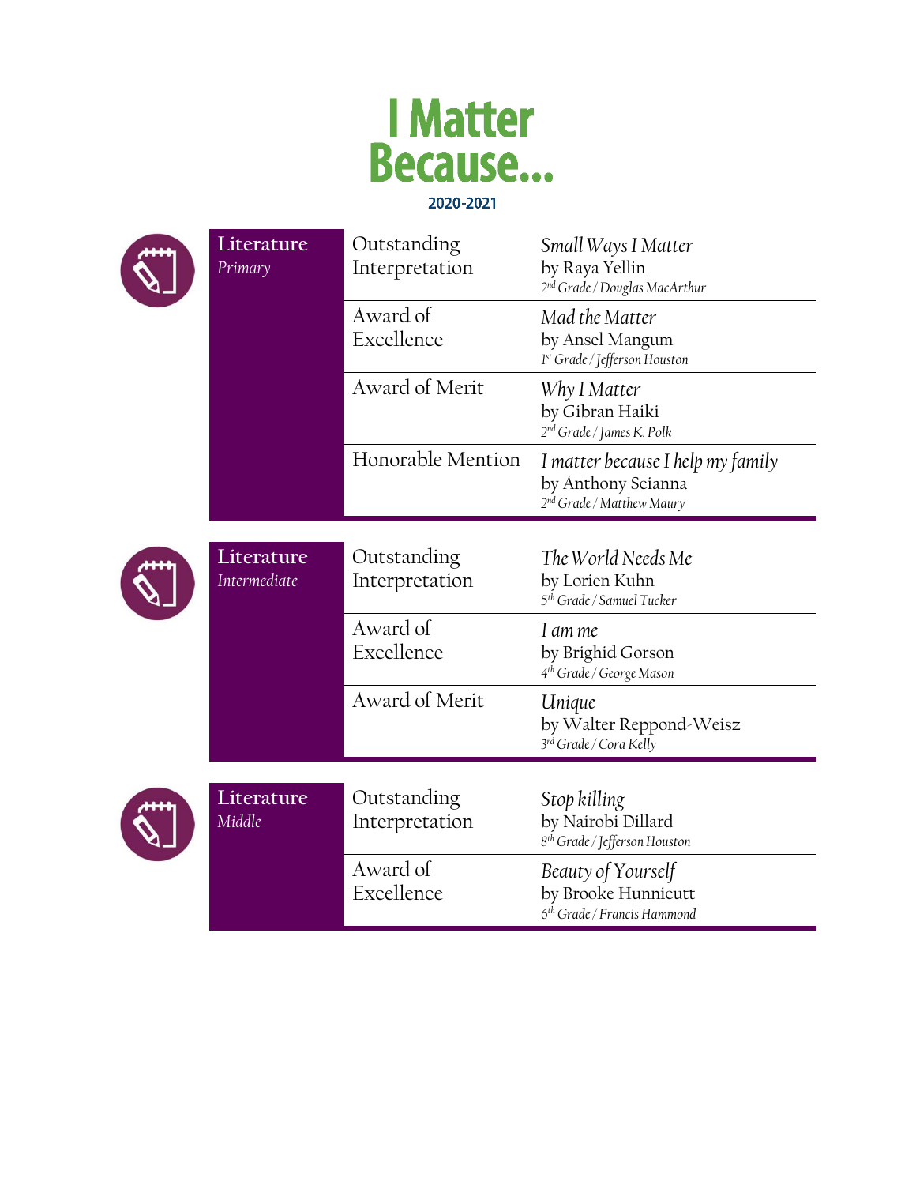# I Matter Because...

**2020-2021**

| Category | Award | Entry |
|---|---|---|
| Literature *Primary* | Outstanding Interpretation | *Small Ways I Matter* by Raya Yellin *2nd Grade / Douglas MacArthur* |
| | Award of Excellence | *Mad the Matter* by Ansel Mangum *1st Grade / Jefferson Houston* |
| | Award of Merit | *Why I Matter* by Gibran Haiki *2nd Grade / James K. Polk* |
| | Honorable Mention | *I matter because I help my family* by Anthony Scianna *2nd Grade / Matthew Maury* |

| Category | Award | Entry |
|---|---|---|
| Literature *Intermediate* | Outstanding Interpretation | *The World Needs Me* by Lorien Kuhn *5th Grade / Samuel Tucker* |
| | Award of Excellence | *I am me* by Brighid Gorson *4th Grade / George Mason* |
| | Award of Merit | *Unique* by Walter Reppond-Weisz *3rd Grade / Cora Kelly* |

| Category | Award | Entry |
|---|---|---|
| Literature *Middle* | Outstanding Interpretation | *Stop killing* by Nairobi Dillard *8th Grade / Jefferson Houston* |
| | Award of Excellence | *Beauty of Yourself* by Brooke Hunnicutt *6th Grade / Francis Hammond* |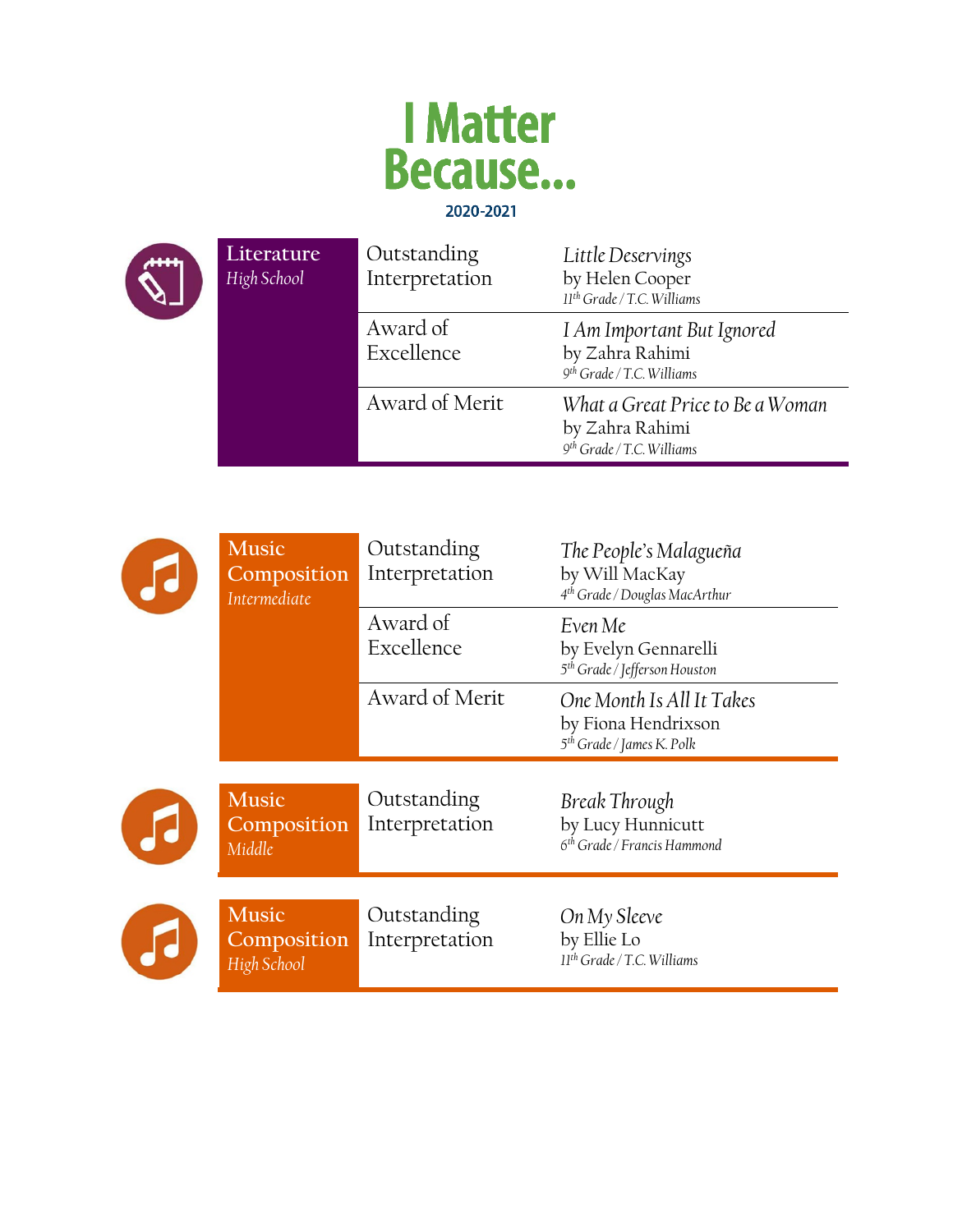# I Matter Because...

**2020-2021**

| Category | Award | Work |
|---|---|---|
| **Literature** *High School* | Outstanding Interpretation | *Little Deservings* by Helen Cooper, *11th Grade / T.C. Williams* |
| | Award of Excellence | *I Am Important But Ignored* by Zahra Rahimi, *9th Grade / T.C. Williams* |
| | Award of Merit | *What a Great Price to Be a Woman* by Zahra Rahimi, *9th Grade / T.C. Williams* |

| Category | Award | Work |
|---|---|---|
| **Music Composition** *Intermediate* | Outstanding Interpretation | *The People's Malagueña* by Will MacKay, *4th Grade / Douglas MacArthur* |
| | Award of Excellence | *Even Me* by Evelyn Gennarelli, *5th Grade / Jefferson Houston* |
| | Award of Merit | *One Month Is All It Takes* by Fiona Hendrixson, *5th Grade / James K. Polk* |

| Category | Award | Work |
|---|---|---|
| **Music Composition** *Middle* | Outstanding Interpretation | *Break Through* by Lucy Hunnicutt, *6th Grade / Francis Hammond* |

| Category | Award | Work |
|---|---|---|
| **Music Composition** *High School* | Outstanding Interpretation | *On My Sleeve* by Ellie Lo, *11th Grade / T.C. Williams* |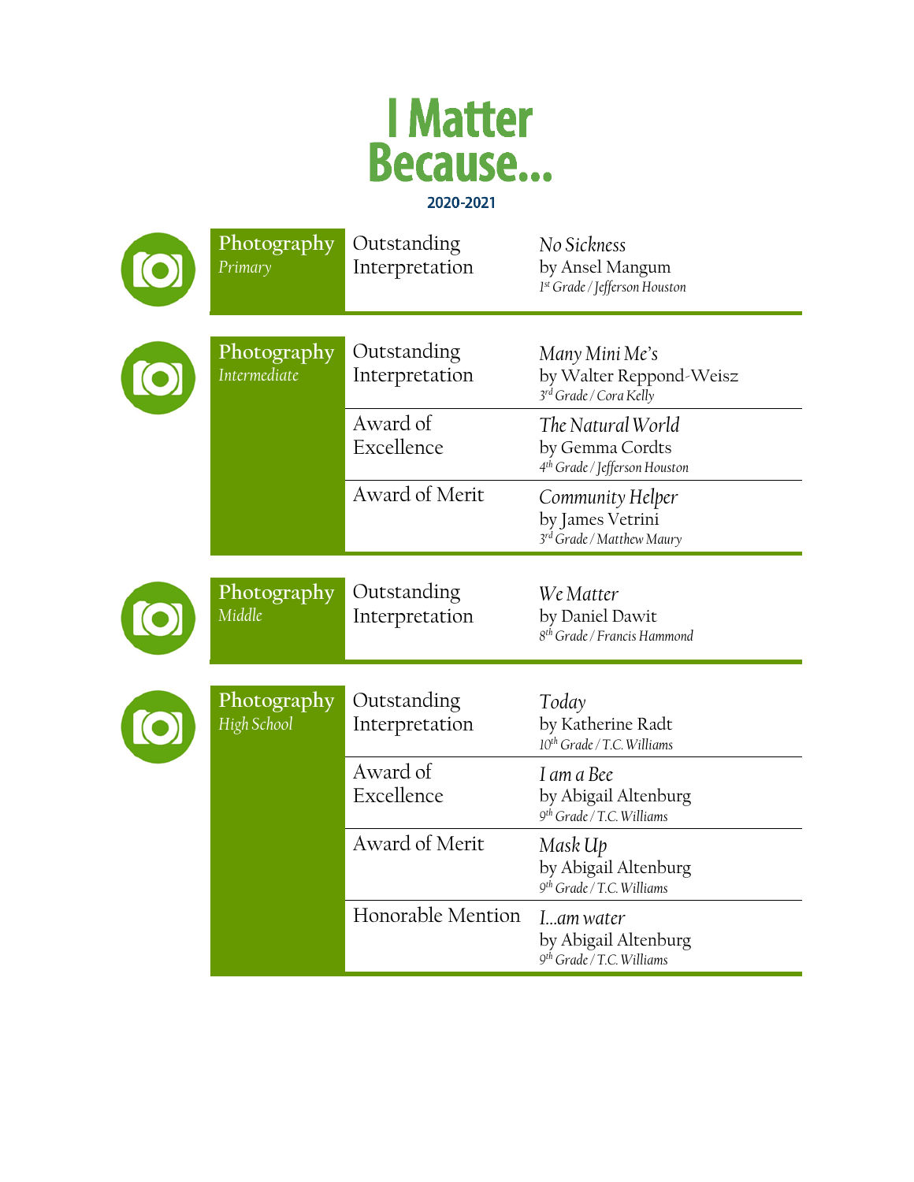# I Matter Because...

**2020-2021**

| Category | Award | Entry |
|---|---|---|
| Photography *Primary* | Outstanding Interpretation | *No Sickness* by Ansel Mangum *1st Grade / Jefferson Houston* |
| Photography *Intermediate* | Outstanding Interpretation | *Many Mini Me's* by Walter Reppond-Weisz *3rd Grade / Cora Kelly* |
| | Award of Excellence | *The Natural World* by Gemma Cordts *4th Grade / Jefferson Houston* |
| | Award of Merit | *Community Helper* by James Vetrini *3rd Grade / Matthew Maury* |
| Photography *Middle* | Outstanding Interpretation | *We Matter* by Daniel Dawit *8th Grade / Francis Hammond* |
| Photography *High School* | Outstanding Interpretation | *Today* by Katherine Radt *10th Grade / T.C. Williams* |
| | Award of Excellence | *I am a Bee* by Abigail Altenburg *9th Grade / T.C. Williams* |
| | Award of Merit | *Mask Up* by Abigail Altenburg *9th Grade / T.C. Williams* |
| | Honorable Mention | *I...am water* by Abigail Altenburg *9th Grade / T.C. Williams* |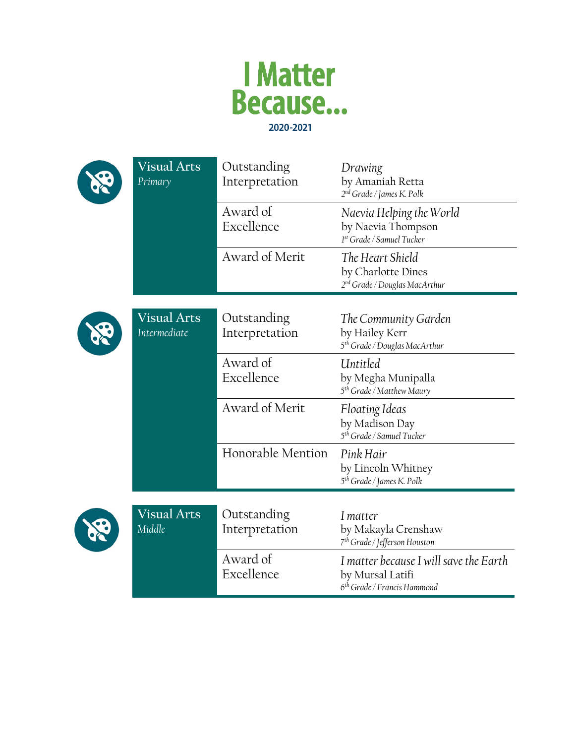# I Matter Because...

**2020-2021**

| Category | Award | Winner |
|---|---|---|
| Visual Arts *Primary* | Outstanding Interpretation | *Drawing* by Amaniah Retta *2nd Grade / James K. Polk* |
| | Award of Excellence | *Naevia Helping the World* by Naevia Thompson *1st Grade / Samuel Tucker* |
| | Award of Merit | *The Heart Shield* by Charlotte Dines *2nd Grade / Douglas MacArthur* |

| Category | Award | Winner |
|---|---|---|
| Visual Arts *Intermediate* | Outstanding Interpretation | *The Community Garden* by Hailey Kerr *5th Grade / Douglas MacArthur* |
| | Award of Excellence | *Untitled* by Megha Munipalla *5th Grade / Matthew Maury* |
| | Award of Merit | *Floating Ideas* by Madison Day *5th Grade / Samuel Tucker* |
| | Honorable Mention | *Pink Hair* by Lincoln Whitney *5th Grade / James K. Polk* |

| Category | Award | Winner |
|---|---|---|
| Visual Arts *Middle* | Outstanding Interpretation | *I matter* by Makayla Crenshaw *7th Grade / Jefferson Houston* |
| | Award of Excellence | *I matter because I will save the Earth* by Mursal Latifi *6th Grade / Francis Hammond* |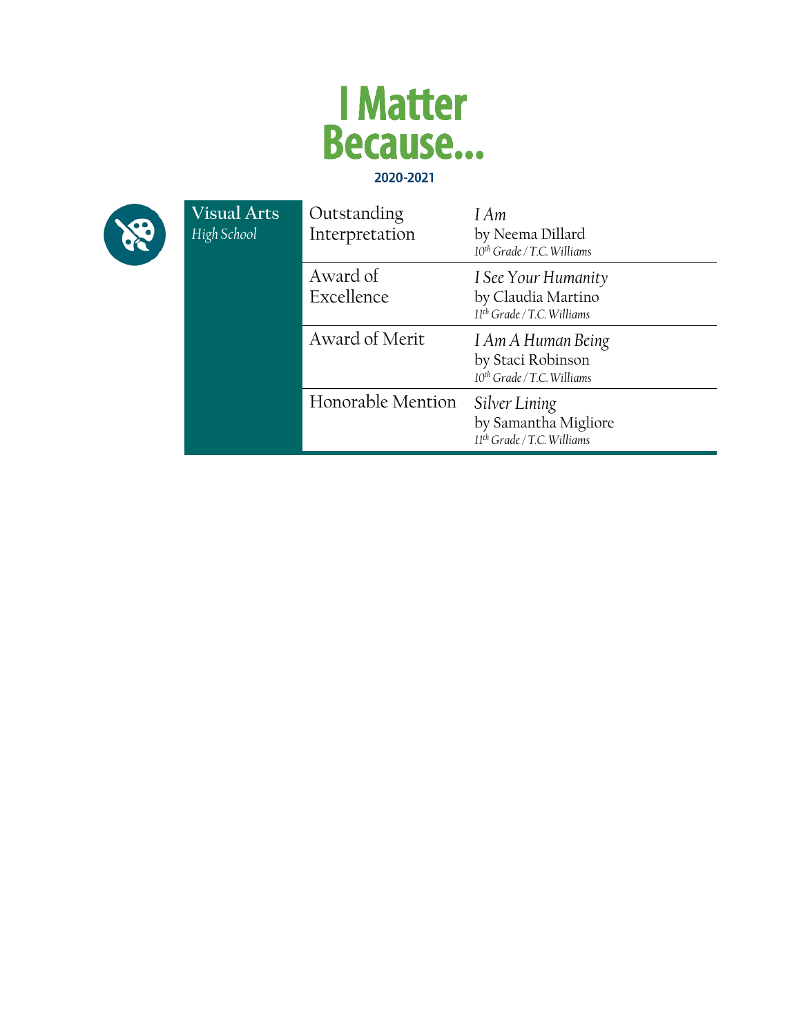# I Matter Because...

**2020-2021**

| | | |
|---|---|---|
| Visual Arts<br>*High School* | Outstanding Interpretation | *I Am*<br>by Neema Dillard<br>*10th Grade / T.C. Williams* |
| | Award of Excellence | *I See Your Humanity*<br>by Claudia Martino<br>*11th Grade / T.C. Williams* |
| | Award of Merit | *I Am A Human Being*<br>by Staci Robinson<br>*10th Grade / T.C. Williams* |
| | Honorable Mention | *Silver Lining*<br>by Samantha Migliore<br>*11th Grade / T.C. Williams* |